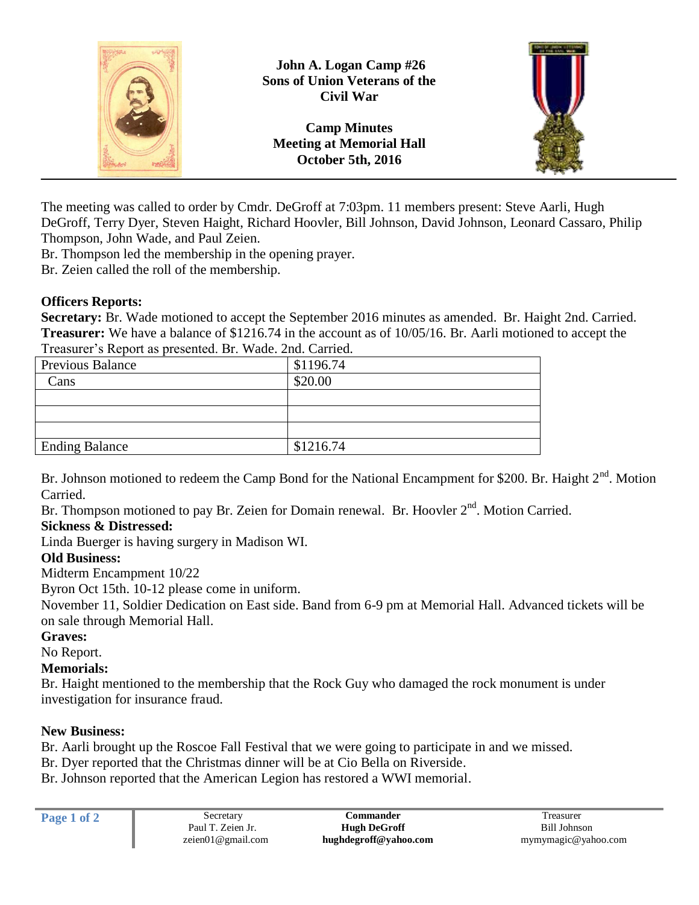**John A. Logan Camp #26**
**Sons of Union Veterans of the Civil War**

**Camp Minutes**
**Meeting at Memorial Hall**
**October 5th, 2016**

The meeting was called to order by Cmdr. DeGroff at 7:03pm. 11 members present: Steve Aarli, Hugh DeGroff, Terry Dyer, Steven Haight, Richard Hoovler, Bill Johnson, David Johnson, Leonard Cassaro, Philip Thompson, John Wade, and Paul Zeien.

Br. Thompson led the membership in the opening prayer.

Br. Zeien called the roll of the membership.

**Officers Reports:**

**Secretary:** Br. Wade motioned to accept the September 2016 minutes as amended. Br. Haight 2nd. Carried.

**Treasurer:** We have a balance of $1216.74 in the account as of 10/05/16. Br. Aarli motioned to accept the Treasurer's Report as presented. Br. Wade. 2nd. Carried.

| Previous Balance | $1196.74 |
|---|---|
| Cans | $20.00 |
| | |
| | |
| | |
| Ending Balance | $1216.74 |

Br. Johnson motioned to redeem the Camp Bond for the National Encampment for $200. Br. Haight 2nd. Motion Carried.

Br. Thompson motioned to pay Br. Zeien for Domain renewal. Br. Hoovler 2nd. Motion Carried.

**Sickness & Distressed:**

Linda Buerger is having surgery in Madison WI.

**Old Business:**

Midterm Encampment 10/22

Byron Oct 15th. 10-12 please come in uniform.

November 11, Soldier Dedication on East side. Band from 6-9 pm at Memorial Hall. Advanced tickets will be on sale through Memorial Hall.

**Graves:**

No Report.

**Memorials:**

Br. Haight mentioned to the membership that the Rock Guy who damaged the rock monument is under investigation for insurance fraud.

**New Business:**

Br. Aarli brought up the Roscoe Fall Festival that we were going to participate in and we missed.

Br. Dyer reported that the Christmas dinner will be at Cio Bella on Riverside.

Br. Johnson reported that the American Legion has restored a WWI memorial.

| Secretary | **Commander** | Treasurer |
|---|---|---|
| Paul T. Zeien Jr. | **Hugh DeGroff** | Bill Johnson |
| zeien01@gmail.com | **hughdegroff@yahoo.com** | mymymagic@yahoo.com |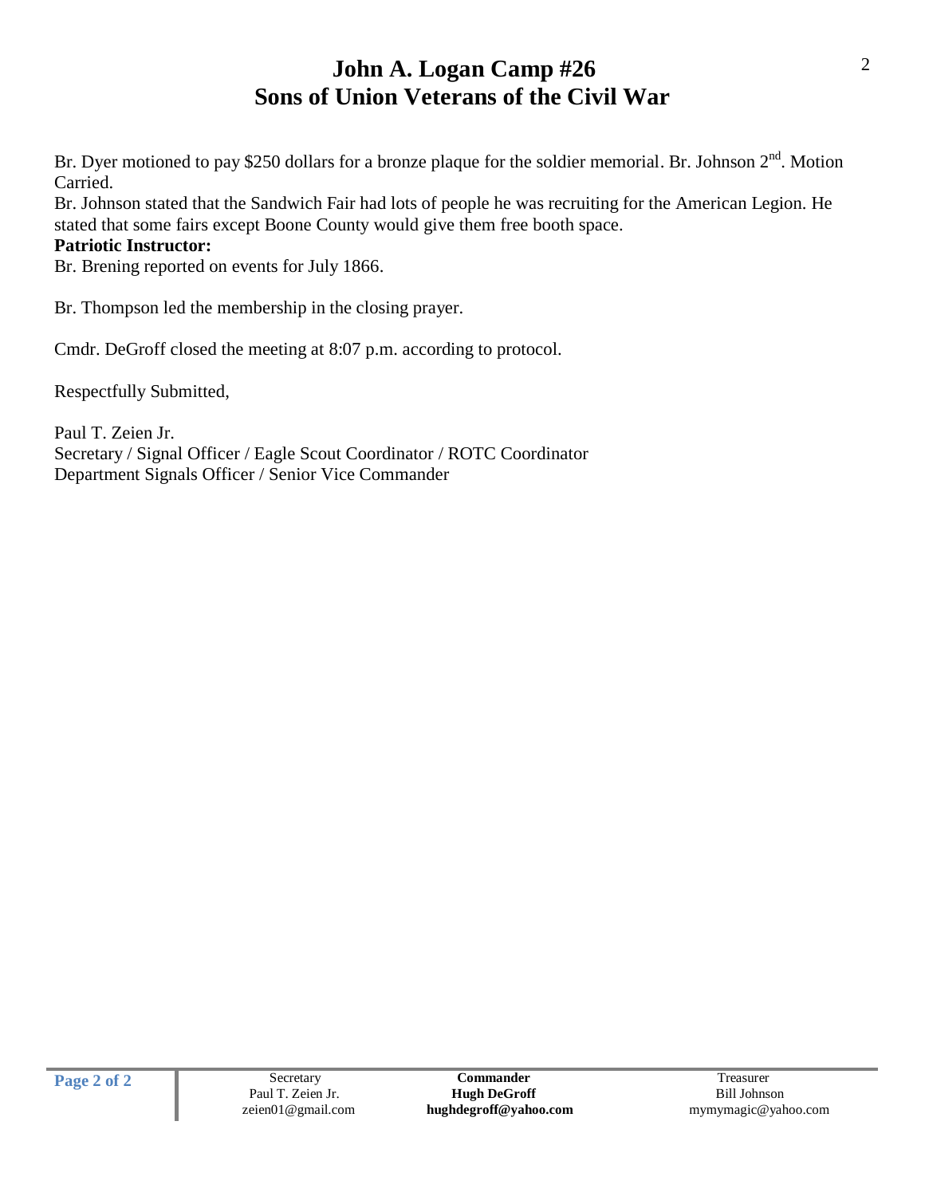Br. Dyer motioned to pay $250 dollars for a bronze plaque for the soldier memorial. Br. Johnson 2nd. Motion Carried.

Br. Johnson stated that the Sandwich Fair had lots of people he was recruiting for the American Legion. He stated that some fairs except Boone County would give them free booth space.

**Patriotic Instructor:**

Br. Brening reported on events for July 1866.

Br. Thompson led the membership in the closing prayer.

Cmdr. DeGroff closed the meeting at 8:07 p.m. according to protocol.

Respectfully Submitted,

Paul T. Zeien Jr.
Secretary / Signal Officer / Eagle Scout Coordinator / ROTC Coordinator
Department Signals Officer / Senior Vice Commander